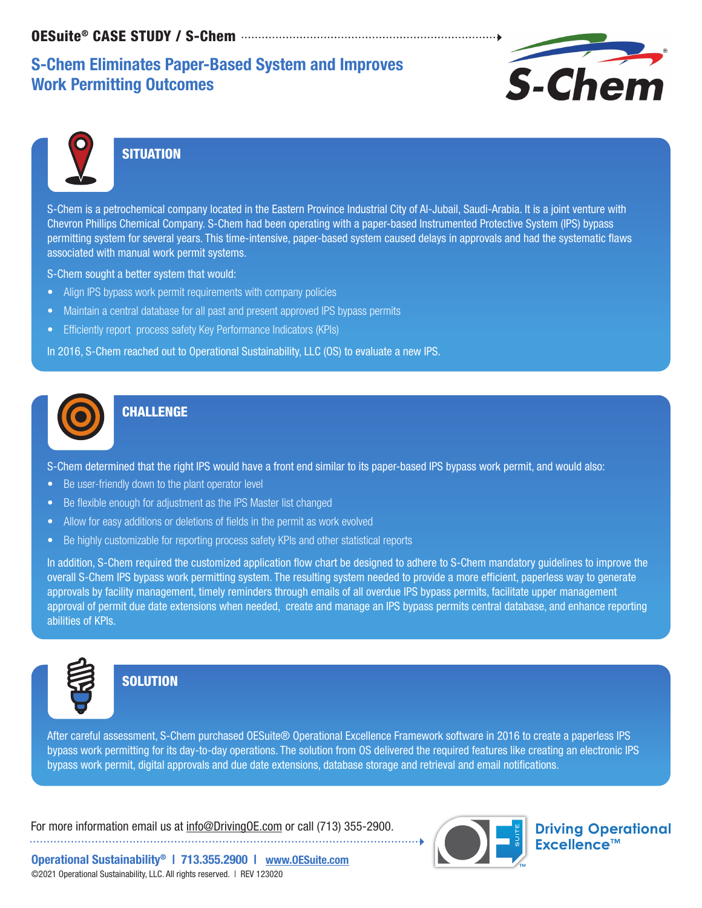OESuite® CASE STUDY / S-Chem

# S-Chem Eliminates Paper-Based System and Improves Work Permitting Outcomes

## SITUATION

S-Chem is a petrochemical company located in the Eastern Province Industrial City of Al-Jubail, Saudi-Arabia. It is a joint venture with Chevron Phillips Chemical Company. S-Chem had been operating with a paper-based Instrumented Protective System (IPS) bypass permitting system for several years. This time-intensive, paper-based system caused delays in approvals and had the systematic flaws associated with manual work permit systems.

S-Chem sought a better system that would:

- Align IPS bypass work permit requirements with company policies
- Maintain a central database for all past and present approved IPS bypass permits
- Efficiently report  process safety Key Performance Indicators (KPIs)

In 2016, S-Chem reached out to Operational Sustainability, LLC (OS) to evaluate a new IPS.

## CHALLENGE

S-Chem determined that the right IPS would have a front end similar to its paper-based IPS bypass work permit, and would also:

- Be user-friendly down to the plant operator level
- Be flexible enough for adjustment as the IPS Master list changed
- Allow for easy additions or deletions of fields in the permit as work evolved
- Be highly customizable for reporting process safety KPIs and other statistical reports

In addition, S-Chem required the customized application flow chart be designed to adhere to S-Chem mandatory guidelines to improve the overall S-Chem IPS bypass work permitting system. The resulting system needed to provide a more efficient, paperless way to generate approvals by facility management, timely reminders through emails of all overdue IPS bypass permits, facilitate upper management approval of permit due date extensions when needed,  create and manage an IPS bypass permits central database, and enhance reporting abilities of KPIs.

## SOLUTION

After careful assessment, S-Chem purchased OESuite® Operational Excellence Framework software in 2016 to create a paperless IPS bypass work permitting for its day-to-day operations. The solution from OS delivered the required features like creating an electronic IPS bypass work permit, digital approvals and due date extensions, database storage and retrieval and email notifications.

For more information email us at info@DrivingOE.com or call (713) 355-2900.

Driving Operational Excellence™

**Operational Sustainability® | 713.355.2900 | www.OESuite.com**

©2021 Operational Sustainability, LLC. All rights reserved. | REV 123020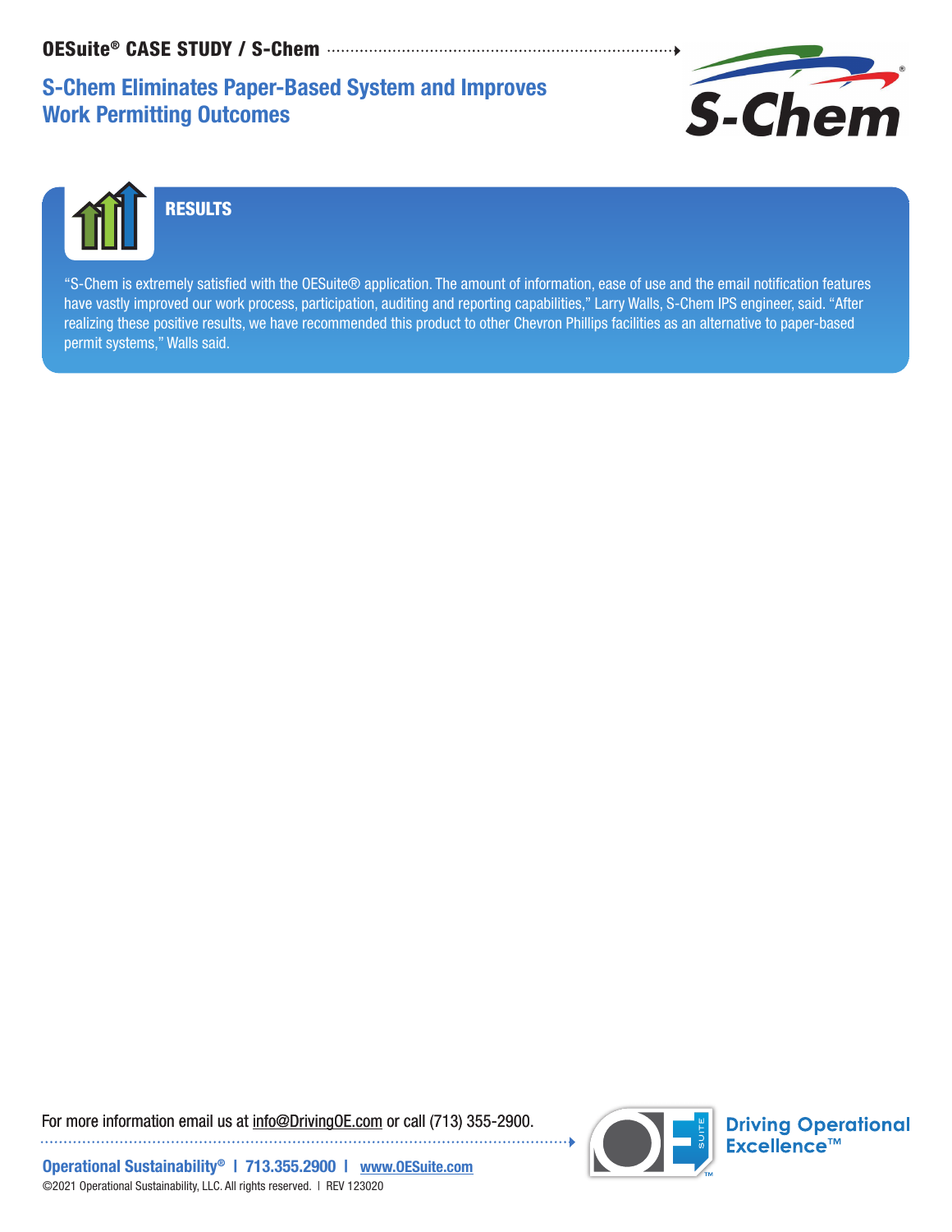**OESuite® CASE STUDY / S-Chem**

## S-Chem Eliminates Paper-Based System and Improves Work Permitting Outcomes

### RESULTS

"S-Chem is extremely satisfied with the OESuite® application. The amount of information, ease of use and the email notification features have vastly improved our work process, participation, auditing and reporting capabilities," Larry Walls, S-Chem IPS engineer, said. "After realizing these positive results, we have recommended this product to other Chevron Phillips facilities as an alternative to paper-based permit systems," Walls said.

For more information email us at info@DrivingOE.com or call (713) 355-2900.

Driving Operational Excellence™

**Operational Sustainability® | 713.355.2900 | www.OESuite.com**

©2021 Operational Sustainability, LLC. All rights reserved. | REV 123020